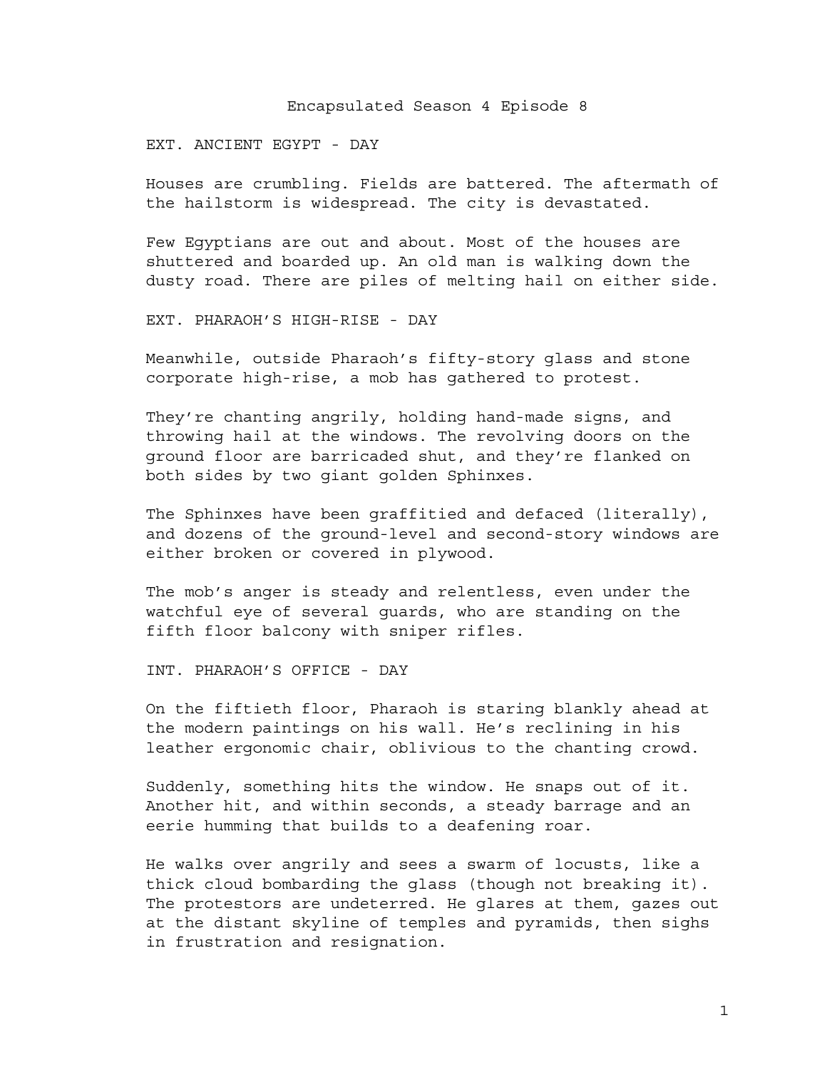# Encapsulated Season 4 Episode 8

EXT. ANCIENT EGYPT - DAY

Houses are crumbling. Fields are battered. The aftermath of the hailstorm is widespread. The city is devastated.

Few Egyptians are out and about. Most of the houses are shuttered and boarded up. An old man is walking down the dusty road. There are piles of melting hail on either side.

EXT. PHARAOH'S HIGH-RISE - DAY

Meanwhile, outside Pharaoh's fifty-story glass and stone corporate high-rise, a mob has gathered to protest.

They're chanting angrily, holding hand-made signs, and throwing hail at the windows. The revolving doors on the ground floor are barricaded shut, and they're flanked on both sides by two giant golden Sphinxes.

The Sphinxes have been graffitied and defaced (literally), and dozens of the ground-level and second-story windows are either broken or covered in plywood.

The mob's anger is steady and relentless, even under the watchful eye of several guards, who are standing on the fifth floor balcony with sniper rifles.

INT. PHARAOH'S OFFICE - DAY

On the fiftieth floor, Pharaoh is staring blankly ahead at the modern paintings on his wall. He's reclining in his leather ergonomic chair, oblivious to the chanting crowd.

Suddenly, something hits the window. He snaps out of it. Another hit, and within seconds, a steady barrage and an eerie humming that builds to a deafening roar.

He walks over angrily and sees a swarm of locusts, like a thick cloud bombarding the glass (though not breaking it). The protestors are undeterred. He glares at them, gazes out at the distant skyline of temples and pyramids, then sighs in frustration and resignation.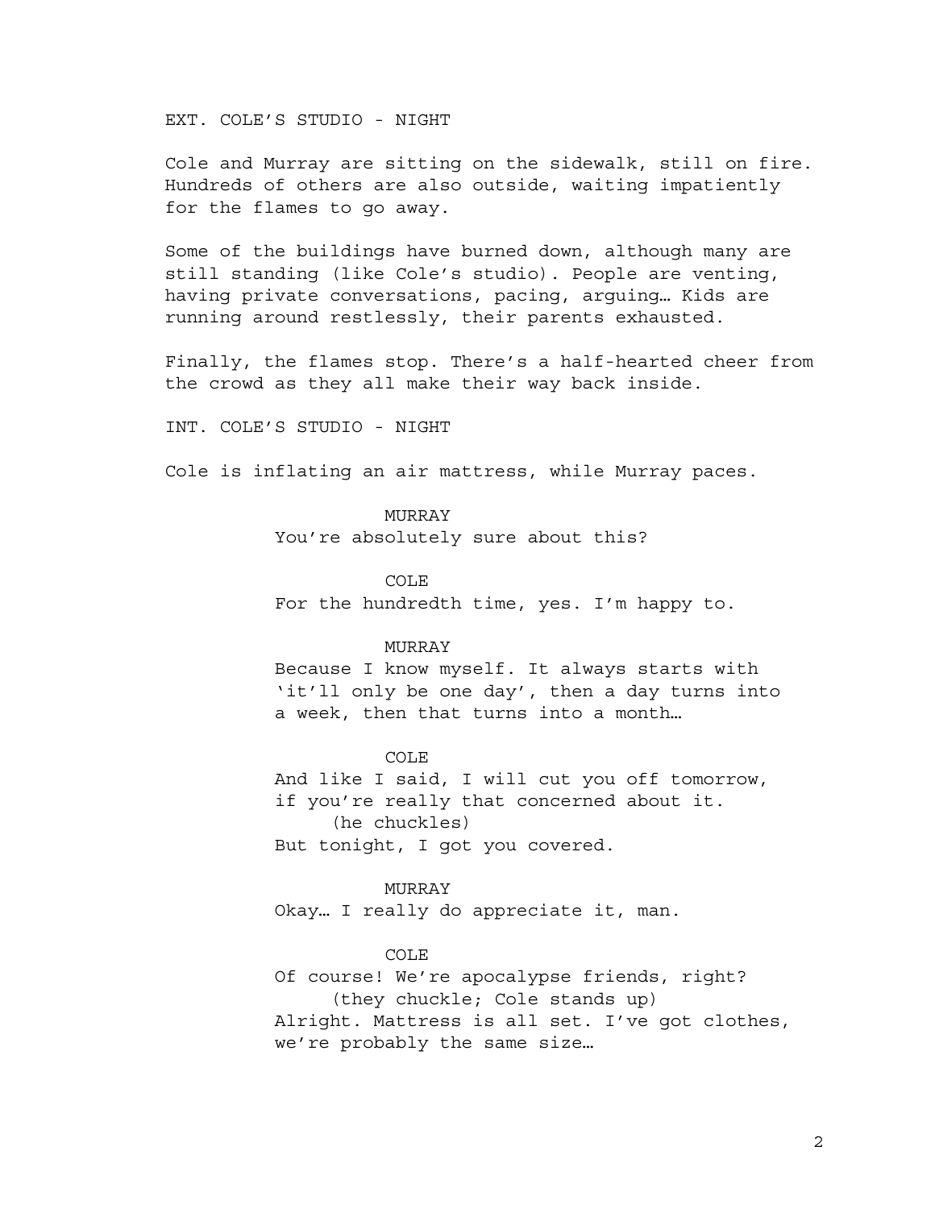EXT. COLE'S STUDIO - NIGHT

Cole and Murray are sitting on the sidewalk, still on fire. Hundreds of others are also outside, waiting impatiently for the flames to go away.

Some of the buildings have burned down, although many are still standing (like Cole's studio). People are venting, having private conversations, pacing, arguing… Kids are running around restlessly, their parents exhausted.

Finally, the flames stop. There's a half-hearted cheer from the crowd as they all make their way back inside.

INT. COLE'S STUDIO - NIGHT

Cole is inflating an air mattress, while Murray paces.

MURRAY
You're absolutely sure about this?

COLE
For the hundredth time, yes. I'm happy to.

MURRAY
Because I know myself. It always starts with 'it'll only be one day', then a day turns into a week, then that turns into a month…

COLE
And like I said, I will cut you off tomorrow, if you're really that concerned about it.
(he chuckles)
But tonight, I got you covered.

MURRAY
Okay… I really do appreciate it, man.

COLE
Of course! We're apocalypse friends, right?
(they chuckle; Cole stands up)
Alright. Mattress is all set. I've got clothes, we're probably the same size…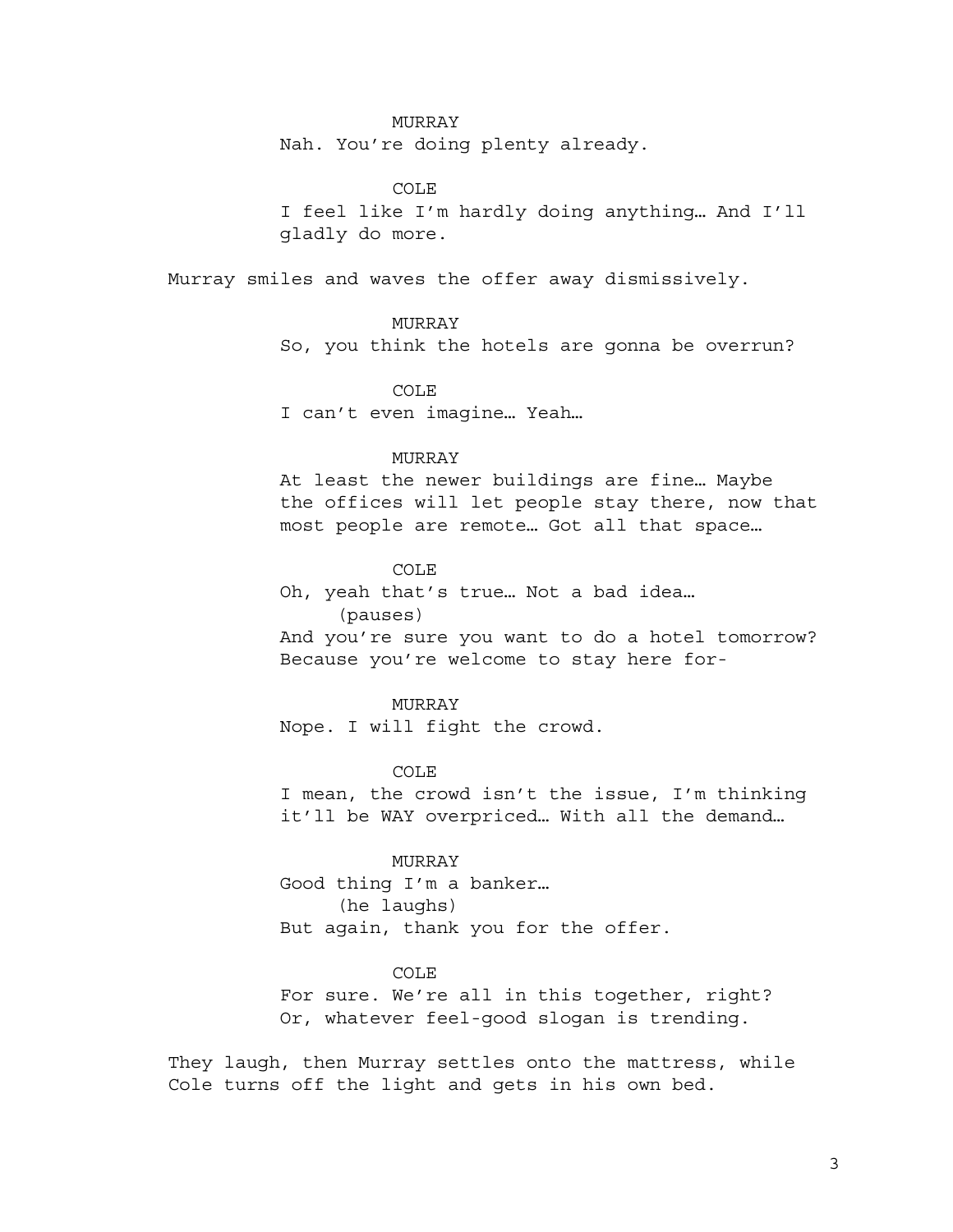MURRAY
Nah. You're doing plenty already.

COLE
I feel like I'm hardly doing anything… And I'll gladly do more.

Murray smiles and waves the offer away dismissively.

MURRAY
So, you think the hotels are gonna be overrun?

COLE
I can't even imagine… Yeah…

MURRAY
At least the newer buildings are fine… Maybe the offices will let people stay there, now that most people are remote… Got all that space…

COLE
Oh, yeah that's true… Not a bad idea…
(pauses)
And you're sure you want to do a hotel tomorrow? Because you're welcome to stay here for-

MURRAY
Nope. I will fight the crowd.

COLE
I mean, the crowd isn't the issue, I'm thinking it'll be WAY overpriced… With all the demand…

MURRAY
Good thing I'm a banker…
(he laughs)
But again, thank you for the offer.

COLE
For sure. We're all in this together, right? Or, whatever feel-good slogan is trending.

They laugh, then Murray settles onto the mattress, while Cole turns off the light and gets in his own bed.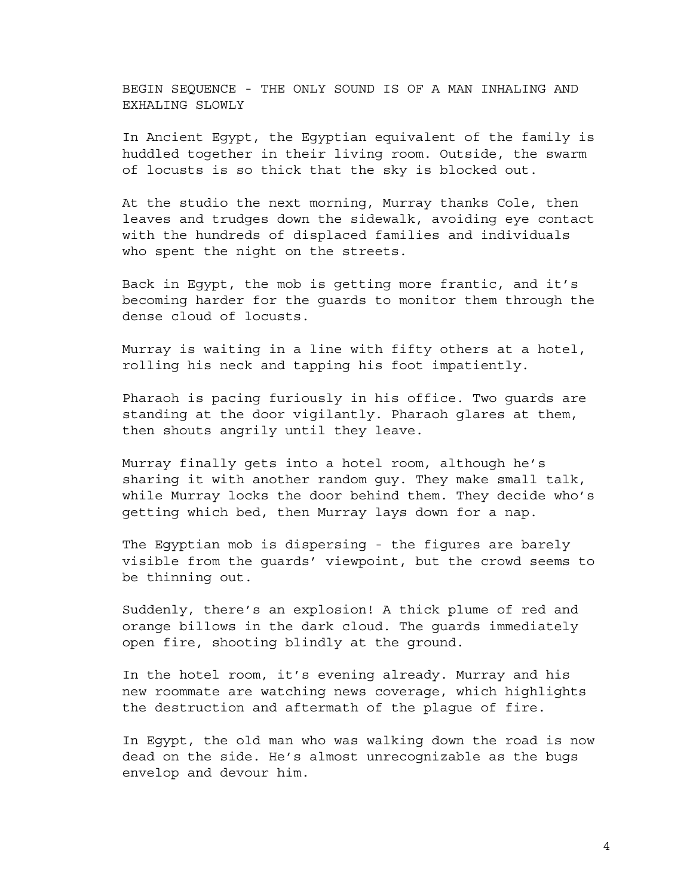BEGIN SEQUENCE - THE ONLY SOUND IS OF A MAN INHALING AND EXHALING SLOWLY

In Ancient Egypt, the Egyptian equivalent of the family is huddled together in their living room. Outside, the swarm of locusts is so thick that the sky is blocked out.

At the studio the next morning, Murray thanks Cole, then leaves and trudges down the sidewalk, avoiding eye contact with the hundreds of displaced families and individuals who spent the night on the streets.

Back in Egypt, the mob is getting more frantic, and it's becoming harder for the guards to monitor them through the dense cloud of locusts.

Murray is waiting in a line with fifty others at a hotel, rolling his neck and tapping his foot impatiently.

Pharaoh is pacing furiously in his office. Two guards are standing at the door vigilantly. Pharaoh glares at them, then shouts angrily until they leave.

Murray finally gets into a hotel room, although he's sharing it with another random guy. They make small talk, while Murray locks the door behind them. They decide who's getting which bed, then Murray lays down for a nap.

The Egyptian mob is dispersing - the figures are barely visible from the guards' viewpoint, but the crowd seems to be thinning out.

Suddenly, there's an explosion! A thick plume of red and orange billows in the dark cloud. The guards immediately open fire, shooting blindly at the ground.

In the hotel room, it's evening already. Murray and his new roommate are watching news coverage, which highlights the destruction and aftermath of the plague of fire.

In Egypt, the old man who was walking down the road is now dead on the side. He's almost unrecognizable as the bugs envelop and devour him.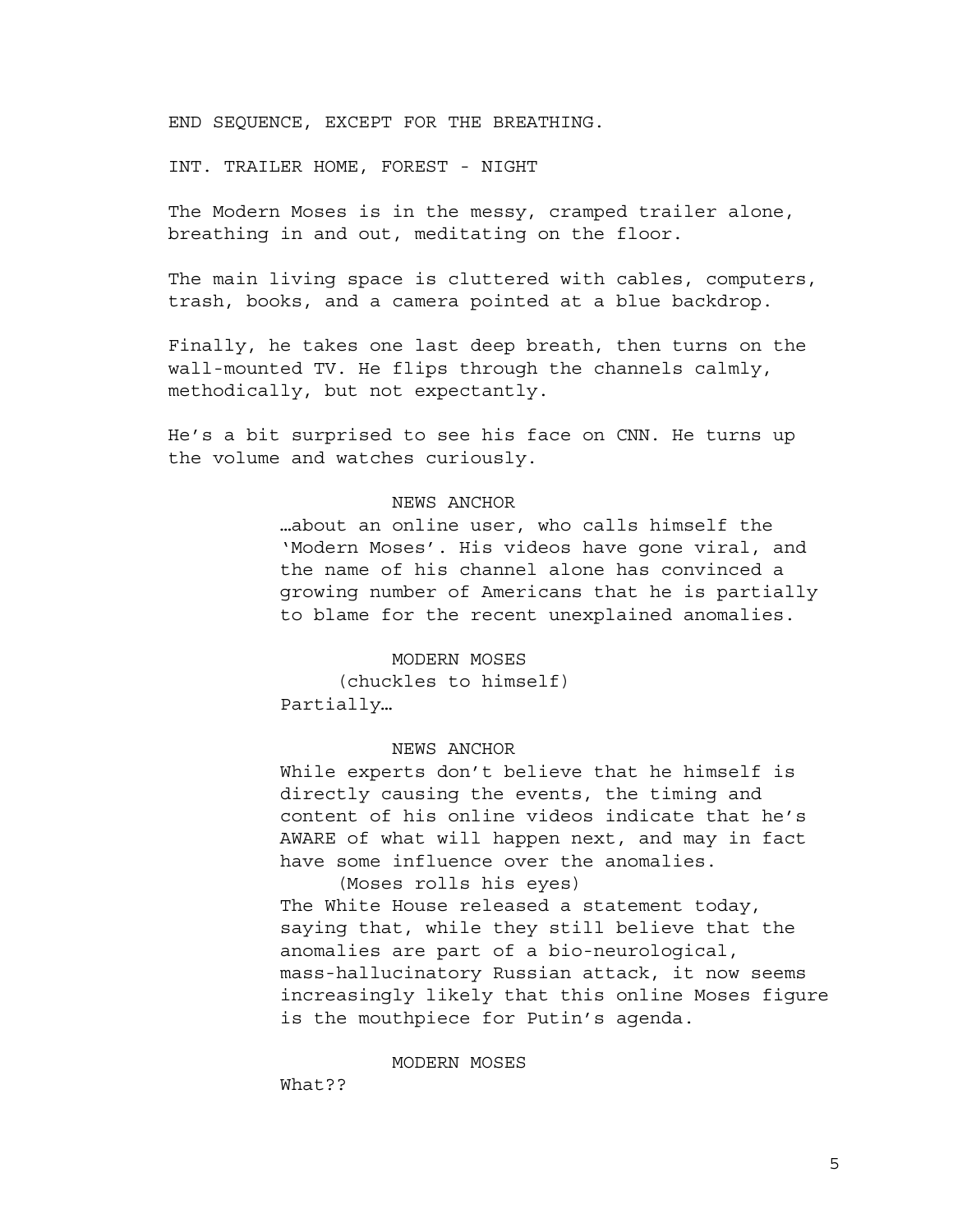END SEQUENCE, EXCEPT FOR THE BREATHING.

INT. TRAILER HOME, FOREST - NIGHT

The Modern Moses is in the messy, cramped trailer alone, breathing in and out, meditating on the floor.

The main living space is cluttered with cables, computers, trash, books, and a camera pointed at a blue backdrop.

Finally, he takes one last deep breath, then turns on the wall-mounted TV. He flips through the channels calmly, methodically, but not expectantly.

He's a bit surprised to see his face on CNN. He turns up the volume and watches curiously.

NEWS ANCHOR

…about an online user, who calls himself the 'Modern Moses'. His videos have gone viral, and the name of his channel alone has convinced a growing number of Americans that he is partially to blame for the recent unexplained anomalies.

MODERN MOSES

(chuckles to himself)

Partially…

NEWS ANCHOR

While experts don't believe that he himself is directly causing the events, the timing and content of his online videos indicate that he's AWARE of what will happen next, and may in fact have some influence over the anomalies.

(Moses rolls his eyes)

The White House released a statement today, saying that, while they still believe that the anomalies are part of a bio-neurological, mass-hallucinatory Russian attack, it now seems increasingly likely that this online Moses figure is the mouthpiece for Putin's agenda.

MODERN MOSES

What??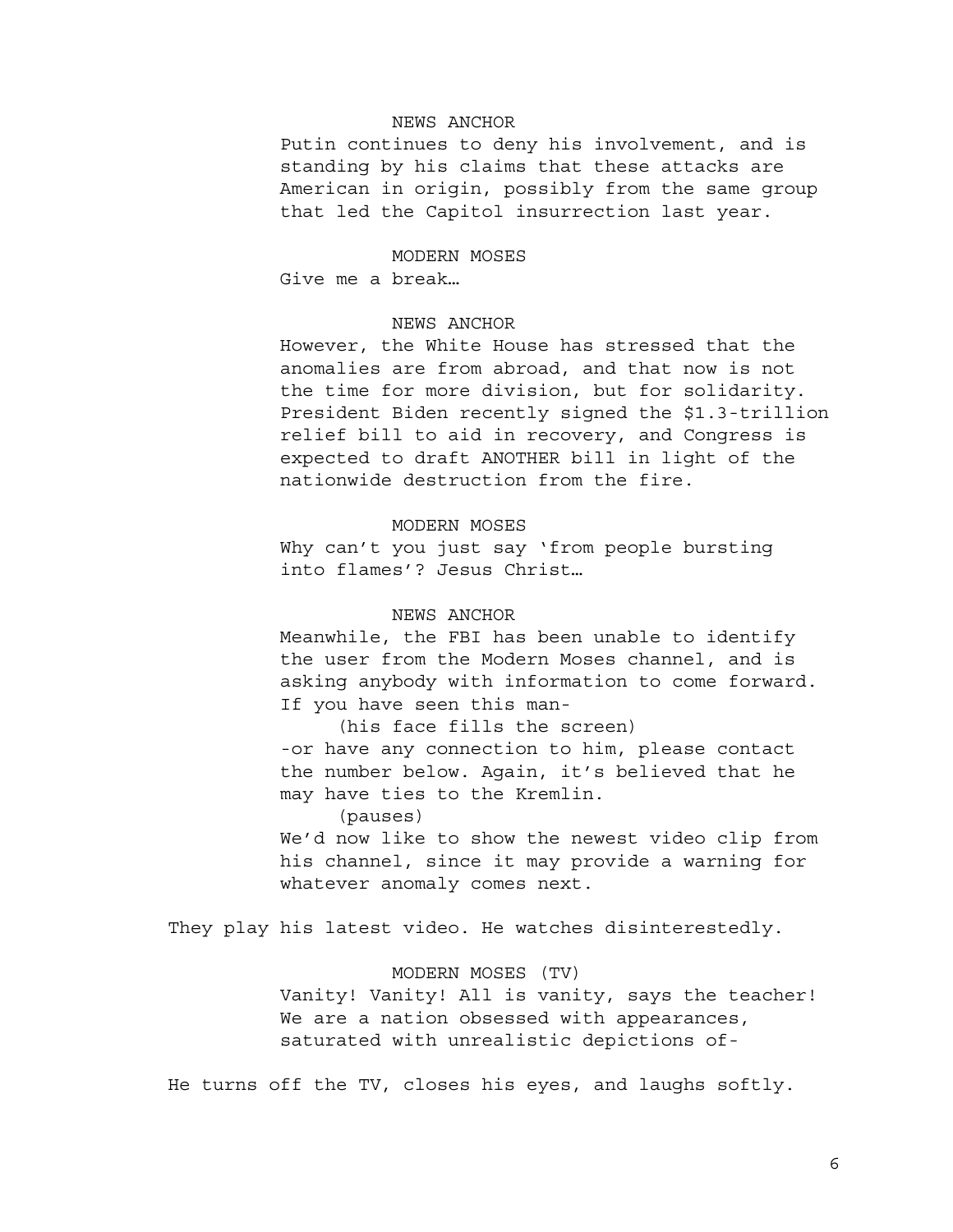NEWS ANCHOR

Putin continues to deny his involvement, and is standing by his claims that these attacks are American in origin, possibly from the same group that led the Capitol insurrection last year.

MODERN MOSES

Give me a break…

NEWS ANCHOR

However, the White House has stressed that the anomalies are from abroad, and that now is not the time for more division, but for solidarity. President Biden recently signed the $1.3-trillion relief bill to aid in recovery, and Congress is expected to draft ANOTHER bill in light of the nationwide destruction from the fire.

MODERN MOSES

Why can't you just say 'from people bursting into flames'? Jesus Christ…

NEWS ANCHOR

Meanwhile, the FBI has been unable to identify the user from the Modern Moses channel, and is asking anybody with information to come forward. If you have seen this man-

(his face fills the screen)

-or have any connection to him, please contact the number below. Again, it's believed that he may have ties to the Kremlin.

(pauses)

We'd now like to show the newest video clip from his channel, since it may provide a warning for whatever anomaly comes next.

They play his latest video. He watches disinterestedly.

MODERN MOSES (TV)

Vanity! Vanity! All is vanity, says the teacher! We are a nation obsessed with appearances, saturated with unrealistic depictions of-

He turns off the TV, closes his eyes, and laughs softly.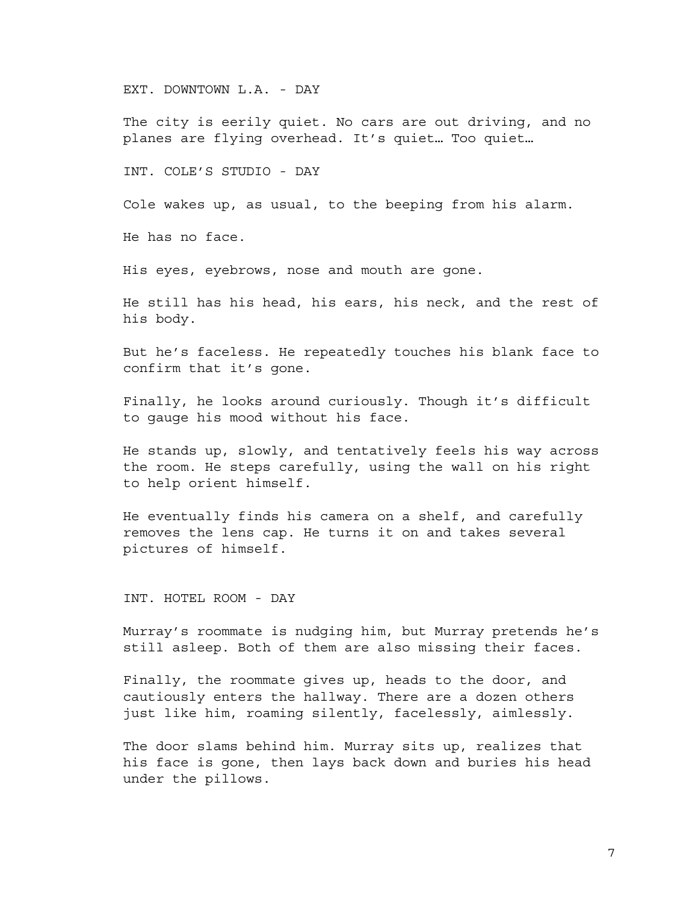EXT. DOWNTOWN L.A. - DAY

The city is eerily quiet. No cars are out driving, and no planes are flying overhead. It's quiet… Too quiet…

INT. COLE'S STUDIO - DAY

Cole wakes up, as usual, to the beeping from his alarm.

He has no face.

His eyes, eyebrows, nose and mouth are gone.

He still has his head, his ears, his neck, and the rest of his body.

But he's faceless. He repeatedly touches his blank face to confirm that it's gone.

Finally, he looks around curiously. Though it's difficult to gauge his mood without his face.

He stands up, slowly, and tentatively feels his way across the room. He steps carefully, using the wall on his right to help orient himself.

He eventually finds his camera on a shelf, and carefully removes the lens cap. He turns it on and takes several pictures of himself.

INT. HOTEL ROOM - DAY

Murray's roommate is nudging him, but Murray pretends he's still asleep. Both of them are also missing their faces.

Finally, the roommate gives up, heads to the door, and cautiously enters the hallway. There are a dozen others just like him, roaming silently, facelessly, aimlessly.

The door slams behind him. Murray sits up, realizes that his face is gone, then lays back down and buries his head under the pillows.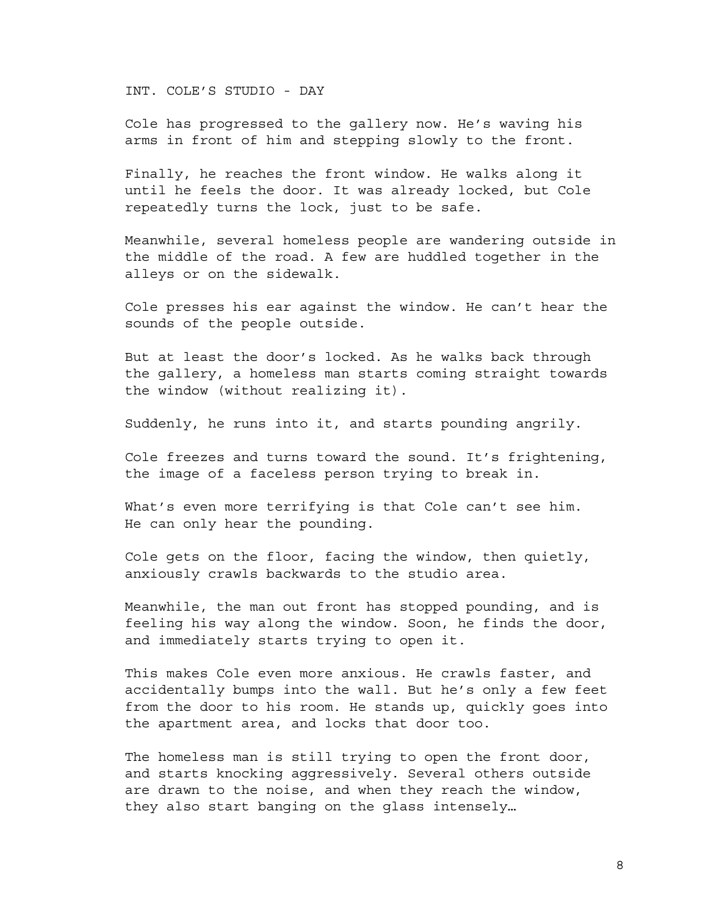INT. COLE'S STUDIO - DAY

Cole has progressed to the gallery now. He's waving his arms in front of him and stepping slowly to the front.

Finally, he reaches the front window. He walks along it until he feels the door. It was already locked, but Cole repeatedly turns the lock, just to be safe.

Meanwhile, several homeless people are wandering outside in the middle of the road. A few are huddled together in the alleys or on the sidewalk.

Cole presses his ear against the window. He can't hear the sounds of the people outside.

But at least the door's locked. As he walks back through the gallery, a homeless man starts coming straight towards the window (without realizing it).

Suddenly, he runs into it, and starts pounding angrily.

Cole freezes and turns toward the sound. It's frightening, the image of a faceless person trying to break in.

What's even more terrifying is that Cole can't see him. He can only hear the pounding.

Cole gets on the floor, facing the window, then quietly, anxiously crawls backwards to the studio area.

Meanwhile, the man out front has stopped pounding, and is feeling his way along the window. Soon, he finds the door, and immediately starts trying to open it.

This makes Cole even more anxious. He crawls faster, and accidentally bumps into the wall. But he's only a few feet from the door to his room. He stands up, quickly goes into the apartment area, and locks that door too.

The homeless man is still trying to open the front door, and starts knocking aggressively. Several others outside are drawn to the noise, and when they reach the window, they also start banging on the glass intensely…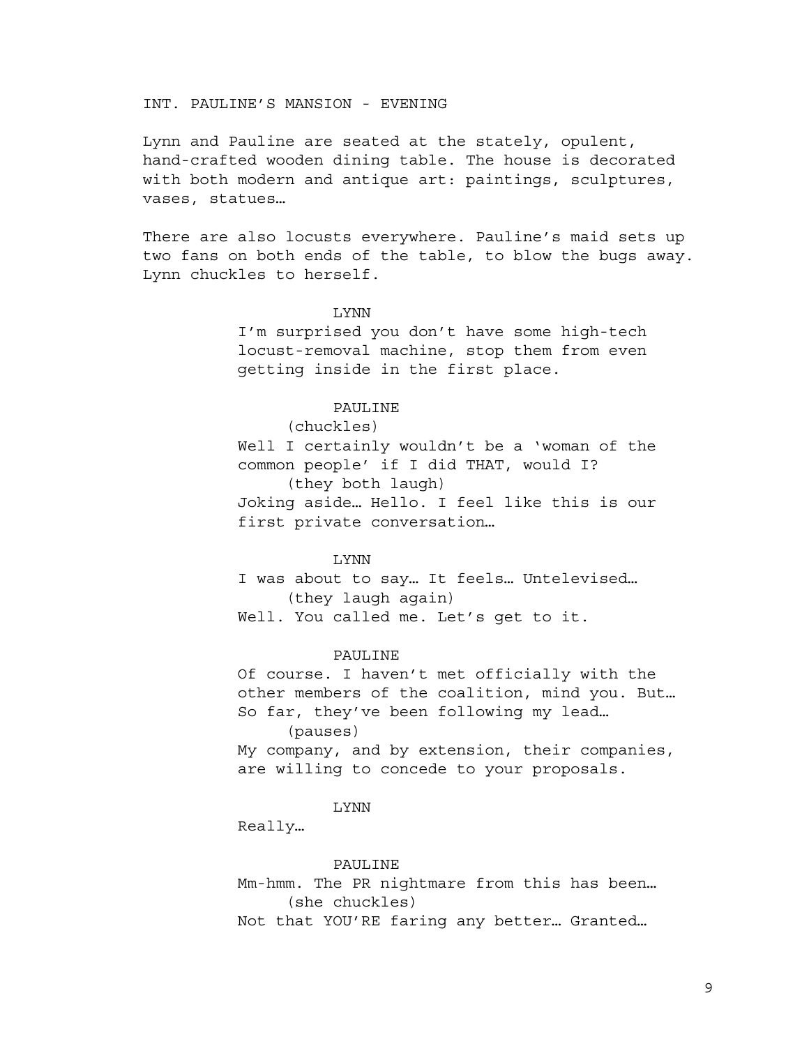INT. PAULINE'S MANSION - EVENING

Lynn and Pauline are seated at the stately, opulent, hand-crafted wooden dining table. The house is decorated with both modern and antique art: paintings, sculptures, vases, statues…

There are also locusts everywhere. Pauline's maid sets up two fans on both ends of the table, to blow the bugs away. Lynn chuckles to herself.

LYNN

I'm surprised you don't have some high-tech locust-removal machine, stop them from even getting inside in the first place.

PAULINE

(chuckles)

Well I certainly wouldn't be a 'woman of the common people' if I did THAT, would I?

(they both laugh)

Joking aside… Hello. I feel like this is our first private conversation…

LYNN

I was about to say… It feels… Untelevised…

(they laugh again)

Well. You called me. Let's get to it.

PAULINE

Of course. I haven't met officially with the other members of the coalition, mind you. But… So far, they've been following my lead…

(pauses)

My company, and by extension, their companies, are willing to concede to your proposals.

LYNN

Really…

PAULINE

Mm-hmm. The PR nightmare from this has been…

(she chuckles)

Not that YOU'RE faring any better… Granted…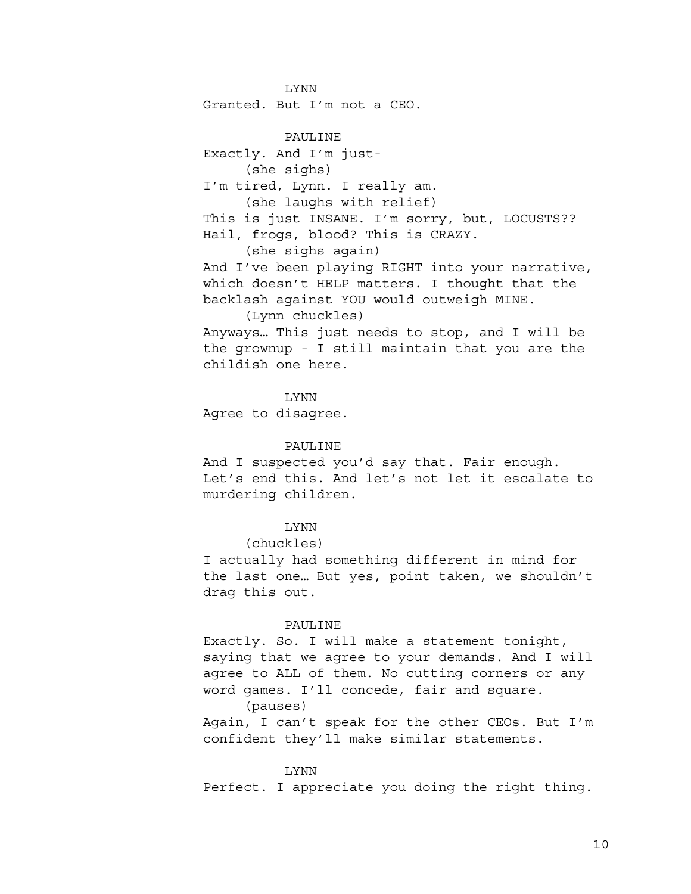LYNN

Granted. But I'm not a CEO.

PAULINE

Exactly. And I'm just-

(she sighs)

I'm tired, Lynn. I really am.

(she laughs with relief)

This is just INSANE. I'm sorry, but, LOCUSTS?? Hail, frogs, blood? This is CRAZY.

(she sighs again)

And I've been playing RIGHT into your narrative, which doesn't HELP matters. I thought that the backlash against YOU would outweigh MINE.

(Lynn chuckles)

Anyways… This just needs to stop, and I will be the grownup - I still maintain that you are the childish one here.

LYNN

Agree to disagree.

PAULINE

And I suspected you'd say that. Fair enough. Let's end this. And let's not let it escalate to murdering children.

LYNN

(chuckles)

I actually had something different in mind for the last one… But yes, point taken, we shouldn't drag this out.

PAULINE

Exactly. So. I will make a statement tonight, saying that we agree to your demands. And I will agree to ALL of them. No cutting corners or any word games. I'll concede, fair and square.

(pauses)

Again, I can't speak for the other CEOs. But I'm confident they'll make similar statements.

LYNN

Perfect. I appreciate you doing the right thing.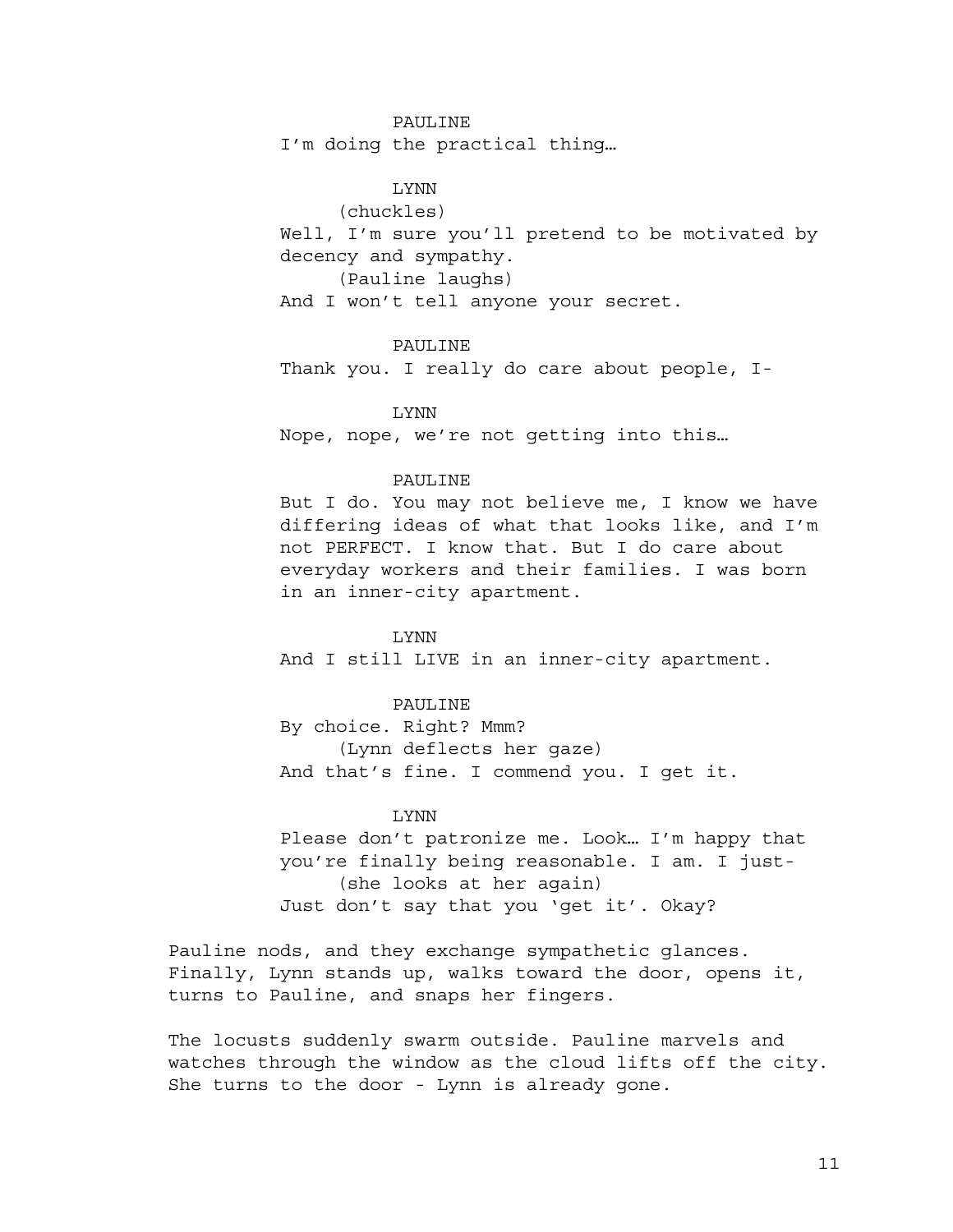PAULINE

I'm doing the practical thing…

LYNN

(chuckles)

Well, I'm sure you'll pretend to be motivated by decency and sympathy.

(Pauline laughs)

And I won't tell anyone your secret.

PAULINE

Thank you. I really do care about people, I-

LYNN

Nope, nope, we're not getting into this…

PAULINE

But I do. You may not believe me, I know we have differing ideas of what that looks like, and I'm not PERFECT. I know that. But I do care about everyday workers and their families. I was born in an inner-city apartment.

LYNN

And I still LIVE in an inner-city apartment.

PAULINE

By choice. Right? Mmm?

(Lynn deflects her gaze)

And that's fine. I commend you. I get it.

LYNN

Please don't patronize me. Look… I'm happy that you're finally being reasonable. I am. I just-

(she looks at her again)

Just don't say that you 'get it'. Okay?

Pauline nods, and they exchange sympathetic glances. Finally, Lynn stands up, walks toward the door, opens it, turns to Pauline, and snaps her fingers.

The locusts suddenly swarm outside. Pauline marvels and watches through the window as the cloud lifts off the city. She turns to the door - Lynn is already gone.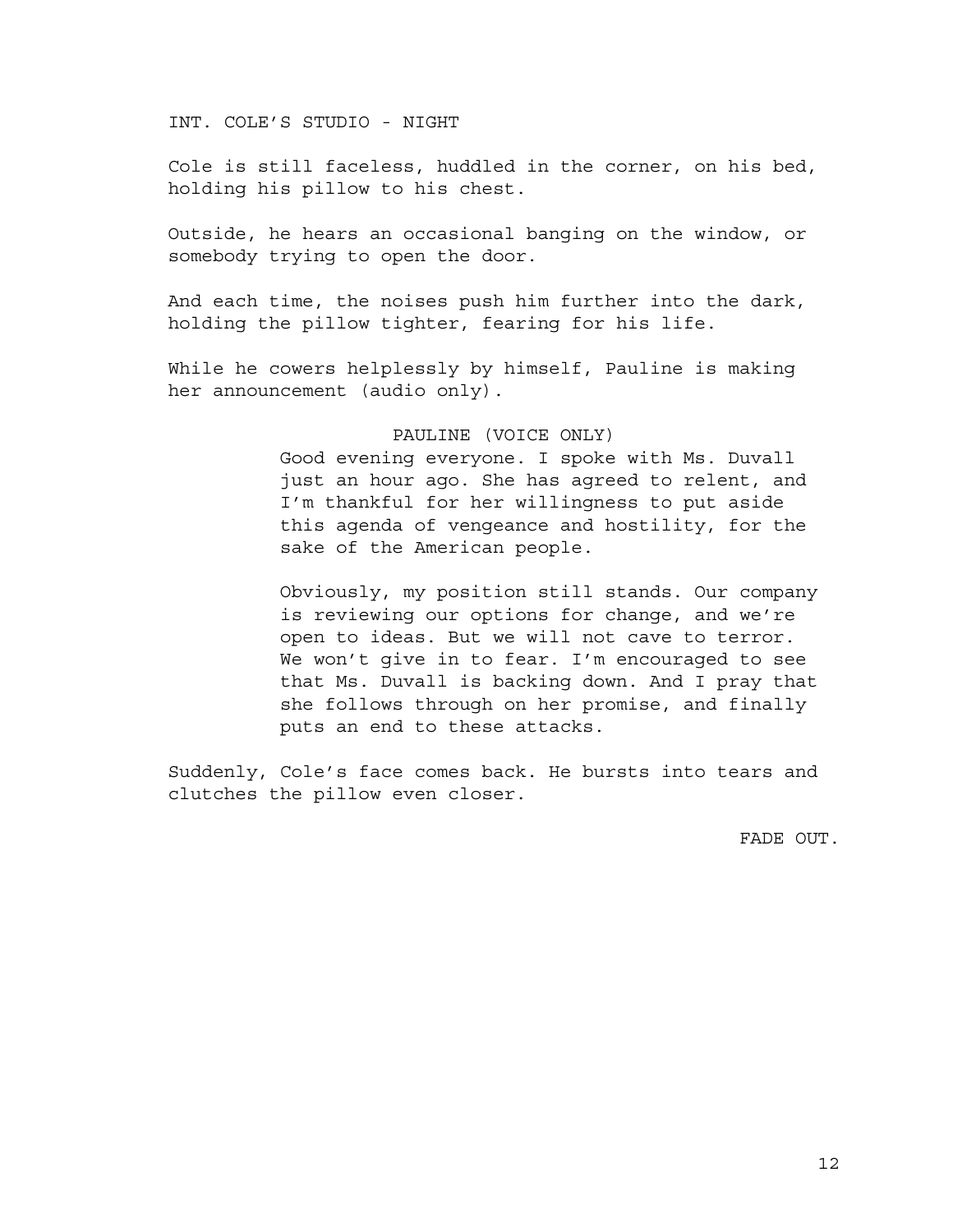INT. COLE'S STUDIO - NIGHT

Cole is still faceless, huddled in the corner, on his bed, holding his pillow to his chest.

Outside, he hears an occasional banging on the window, or somebody trying to open the door.

And each time, the noises push him further into the dark, holding the pillow tighter, fearing for his life.

While he cowers helplessly by himself, Pauline is making her announcement (audio only).

PAULINE (VOICE ONLY)

Good evening everyone. I spoke with Ms. Duvall just an hour ago. She has agreed to relent, and I'm thankful for her willingness to put aside this agenda of vengeance and hostility, for the sake of the American people.

Obviously, my position still stands. Our company is reviewing our options for change, and we're open to ideas. But we will not cave to terror. We won't give in to fear. I'm encouraged to see that Ms. Duvall is backing down. And I pray that she follows through on her promise, and finally puts an end to these attacks.

Suddenly, Cole's face comes back. He bursts into tears and clutches the pillow even closer.

FADE OUT.